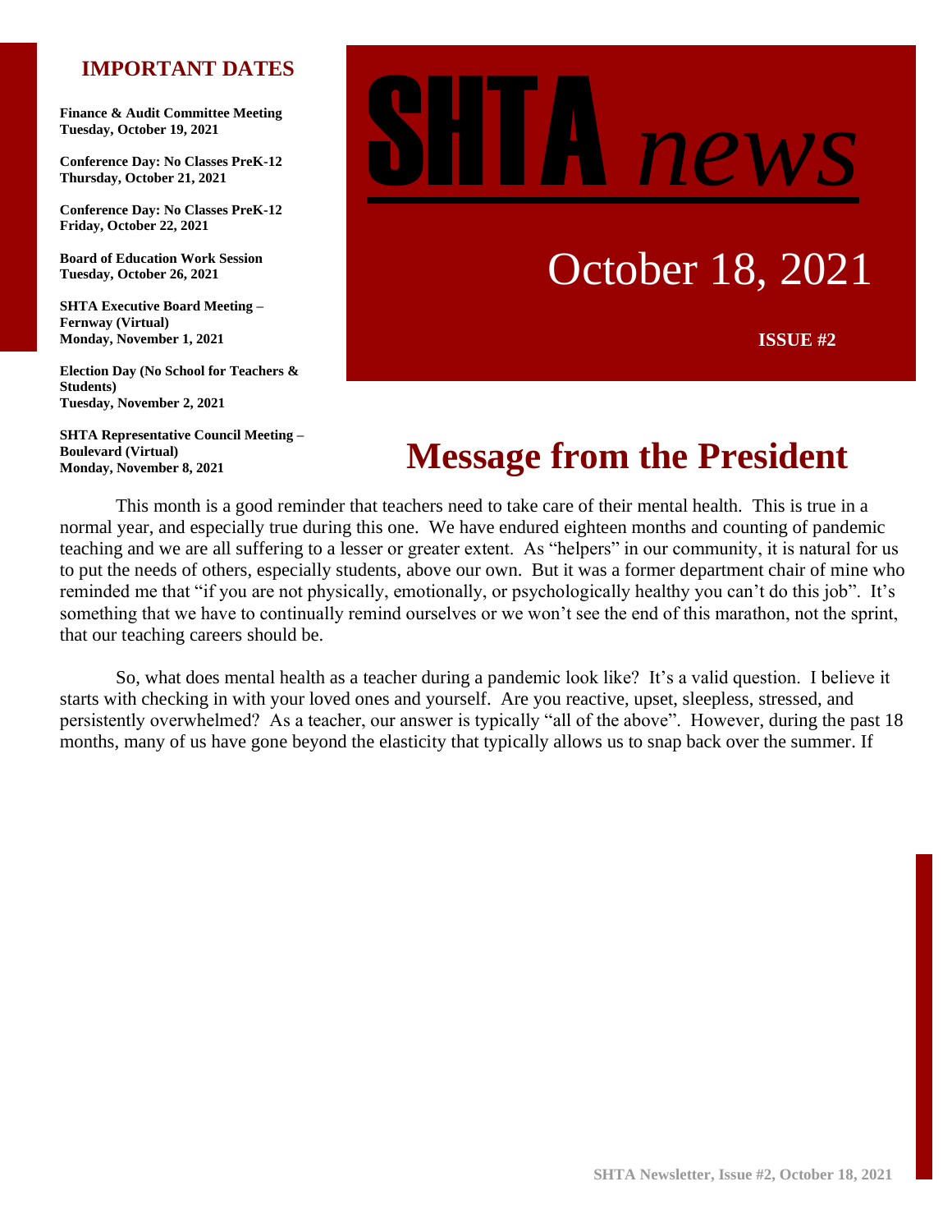# SHTA *news*

October 18, 2021

**ISSUE #2**

## IMPORTANT DATES

**Finance & Audit Committee Meeting**
**Tuesday, October 19, 2021**

**Conference Day: No Classes PreK-12**
**Thursday, October 21, 2021**

**Conference Day: No Classes PreK-12**
**Friday, October 22, 2021**

**Board of Education Work Session**
**Tuesday, October 26, 2021**

**SHTA Executive Board Meeting – Fernway (Virtual)**
**Monday, November 1, 2021**

**Election Day (No School for Teachers & Students)**
**Tuesday, November 2, 2021**

**SHTA Representative Council Meeting – Boulevard (Virtual)**
**Monday, November 8, 2021**

## Message from the President

This month is a good reminder that teachers need to take care of their mental health. This is true in a normal year, and especially true during this one. We have endured eighteen months and counting of pandemic teaching and we are all suffering to a lesser or greater extent. As "helpers" in our community, it is natural for us to put the needs of others, especially students, above our own. But it was a former department chair of mine who reminded me that "if you are not physically, emotionally, or psychologically healthy you can't do this job". It's something that we have to continually remind ourselves or we won't see the end of this marathon, not the sprint, that our teaching careers should be.

So, what does mental health as a teacher during a pandemic look like? It's a valid question. I believe it starts with checking in with your loved ones and yourself. Are you reactive, upset, sleepless, stressed, and persistently overwhelmed? As a teacher, our answer is typically "all of the above". However, during the past 18 months, many of us have gone beyond the elasticity that typically allows us to snap back over the summer. If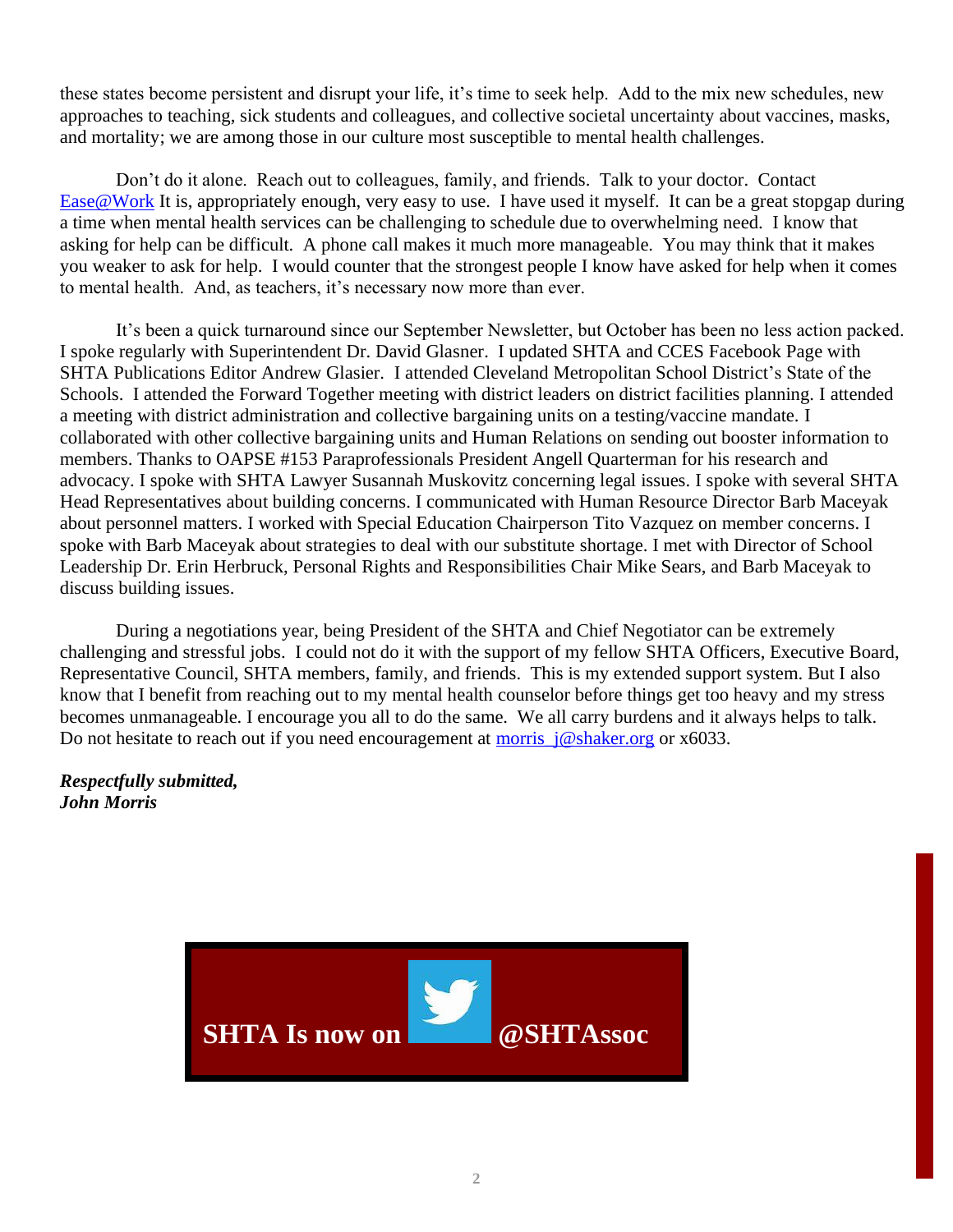these states become persistent and disrupt your life, it's time to seek help. Add to the mix new schedules, new approaches to teaching, sick students and colleagues, and collective societal uncertainty about vaccines, masks, and mortality; we are among those in our culture most susceptible to mental health challenges.

Don't do it alone. Reach out to colleagues, family, and friends. Talk to your doctor. Contact Ease@Work It is, appropriately enough, very easy to use. I have used it myself. It can be a great stopgap during a time when mental health services can be challenging to schedule due to overwhelming need. I know that asking for help can be difficult. A phone call makes it much more manageable. You may think that it makes you weaker to ask for help. I would counter that the strongest people I know have asked for help when it comes to mental health. And, as teachers, it's necessary now more than ever.

It's been a quick turnaround since our September Newsletter, but October has been no less action packed. I spoke regularly with Superintendent Dr. David Glasner. I updated SHTA and CCES Facebook Page with SHTA Publications Editor Andrew Glasier. I attended Cleveland Metropolitan School District's State of the Schools. I attended the Forward Together meeting with district leaders on district facilities planning. I attended a meeting with district administration and collective bargaining units on a testing/vaccine mandate. I collaborated with other collective bargaining units and Human Relations on sending out booster information to members. Thanks to OAPSE #153 Paraprofessionals President Angell Quarterman for his research and advocacy. I spoke with SHTA Lawyer Susannah Muskovitz concerning legal issues. I spoke with several SHTA Head Representatives about building concerns. I communicated with Human Resource Director Barb Maceyak about personnel matters. I worked with Special Education Chairperson Tito Vazquez on member concerns. I spoke with Barb Maceyak about strategies to deal with our substitute shortage. I met with Director of School Leadership Dr. Erin Herbruck, Personal Rights and Responsibilities Chair Mike Sears, and Barb Maceyak to discuss building issues.

During a negotiations year, being President of the SHTA and Chief Negotiator can be extremely challenging and stressful jobs. I could not do it with the support of my fellow SHTA Officers, Executive Board, Representative Council, SHTA members, family, and friends. This is my extended support system. But I also know that I benefit from reaching out to my mental health counselor before things get too heavy and my stress becomes unmanageable. I encourage you all to do the same. We all carry burdens and it always helps to talk. Do not hesitate to reach out if you need encouragement at morris_j@shaker.org or x6033.

***Respectfully submitted,***
***John Morris***

**SHTA Is now on** **@SHTAssoc**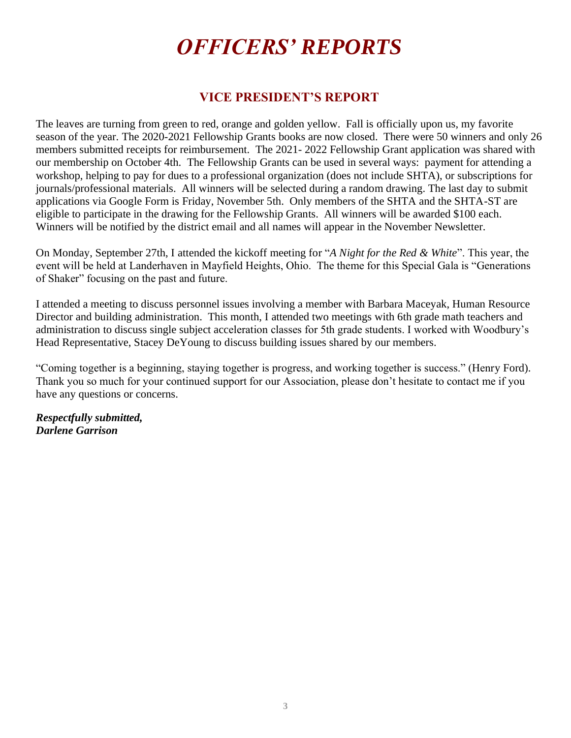# *OFFICERS' REPORTS*

## VICE PRESIDENT'S REPORT

The leaves are turning from green to red, orange and golden yellow. Fall is officially upon us, my favorite season of the year. The 2020-2021 Fellowship Grants books are now closed. There were 50 winners and only 26 members submitted receipts for reimbursement. The 2021- 2022 Fellowship Grant application was shared with our membership on October 4th. The Fellowship Grants can be used in several ways: payment for attending a workshop, helping to pay for dues to a professional organization (does not include SHTA), or subscriptions for journals/professional materials. All winners will be selected during a random drawing. The last day to submit applications via Google Form is Friday, November 5th. Only members of the SHTA and the SHTA-ST are eligible to participate in the drawing for the Fellowship Grants. All winners will be awarded $100 each. Winners will be notified by the district email and all names will appear in the November Newsletter.

On Monday, September 27th, I attended the kickoff meeting for "*A Night for the Red & White*". This year, the event will be held at Landerhaven in Mayfield Heights, Ohio. The theme for this Special Gala is "Generations of Shaker" focusing on the past and future.

I attended a meeting to discuss personnel issues involving a member with Barbara Maceyak, Human Resource Director and building administration. This month, I attended two meetings with 6th grade math teachers and administration to discuss single subject acceleration classes for 5th grade students. I worked with Woodbury's Head Representative, Stacey DeYoung to discuss building issues shared by our members.

"Coming together is a beginning, staying together is progress, and working together is success." (Henry Ford). Thank you so much for your continued support for our Association, please don't hesitate to contact me if you have any questions or concerns.

***Respectfully submitted,***
***Darlene Garrison***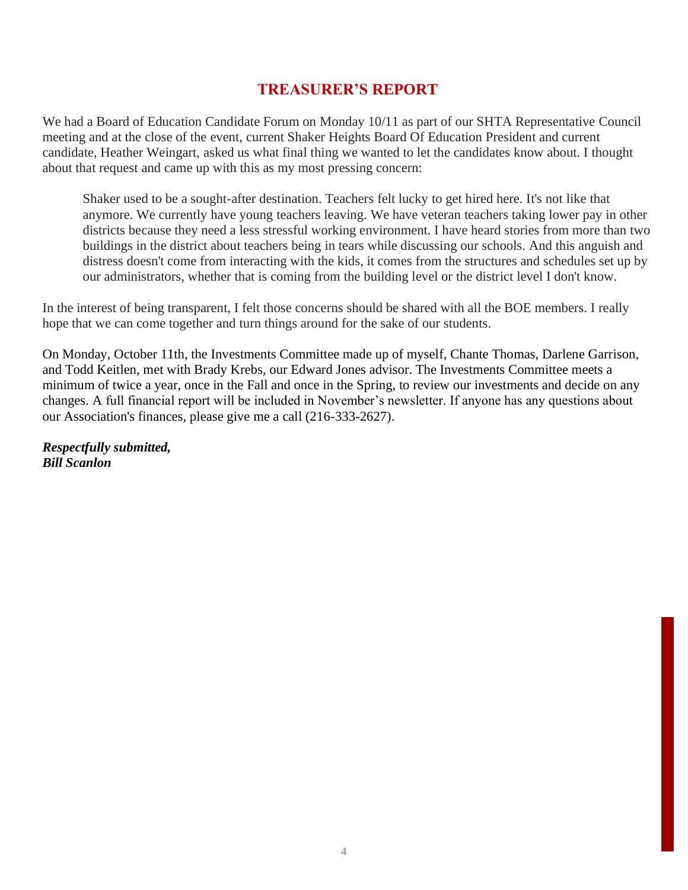# TREASURER'S REPORT

We had a Board of Education Candidate Forum on Monday 10/11 as part of our SHTA Representative Council meeting and at the close of the event, current Shaker Heights Board Of Education President and current candidate, Heather Weingart, asked us what final thing we wanted to let the candidates know about. I thought about that request and came up with this as my most pressing concern:

> Shaker used to be a sought-after destination. Teachers felt lucky to get hired here. It's not like that anymore. We currently have young teachers leaving. We have veteran teachers taking lower pay in other districts because they need a less stressful working environment. I have heard stories from more than two buildings in the district about teachers being in tears while discussing our schools. And this anguish and distress doesn't come from interacting with the kids, it comes from the structures and schedules set up by our administrators, whether that is coming from the building level or the district level I don't know.

In the interest of being transparent, I felt those concerns should be shared with all the BOE members. I really hope that we can come together and turn things around for the sake of our students.

On Monday, October 11th, the Investments Committee made up of myself, Chante Thomas, Darlene Garrison, and Todd Keitlen, met with Brady Krebs, our Edward Jones advisor. The Investments Committee meets a minimum of twice a year, once in the Fall and once in the Spring, to review our investments and decide on any changes. A full financial report will be included in November's newsletter. If anyone has any questions about our Association's finances, please give me a call (216-333-2627).

***Respectfully submitted,***
***Bill Scanlon***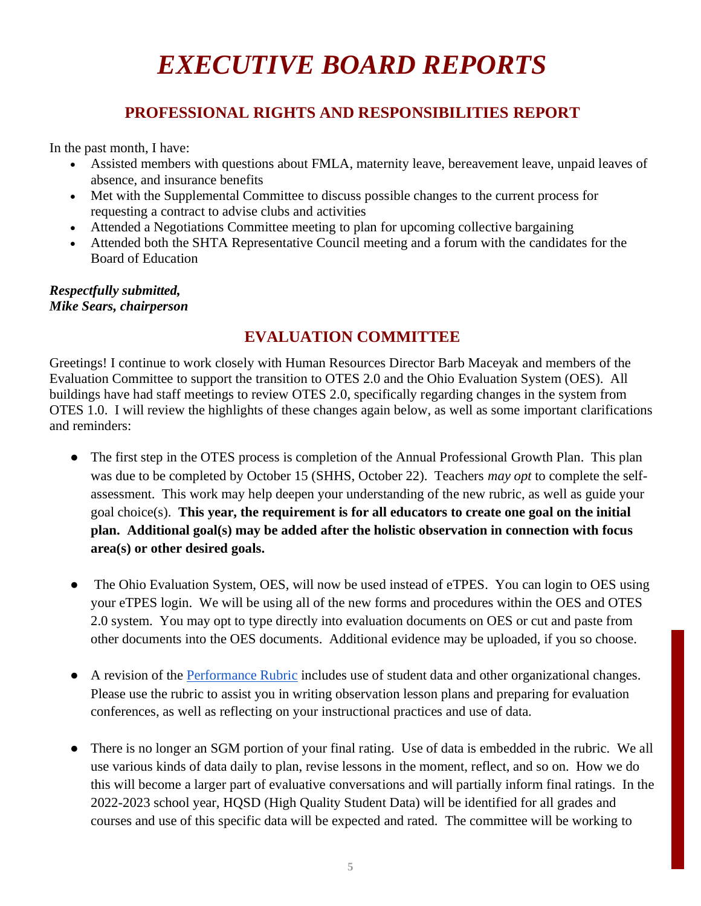# EXECUTIVE BOARD REPORTS

## PROFESSIONAL RIGHTS AND RESPONSIBILITIES REPORT

In the past month, I have:

- Assisted members with questions about FMLA, maternity leave, bereavement leave, unpaid leaves of absence, and insurance benefits
- Met with the Supplemental Committee to discuss possible changes to the current process for requesting a contract to advise clubs and activities
- Attended a Negotiations Committee meeting to plan for upcoming collective bargaining
- Attended both the SHTA Representative Council meeting and a forum with the candidates for the Board of Education

***Respectfully submitted,***
***Mike Sears, chairperson***

## EVALUATION COMMITTEE

Greetings! I continue to work closely with Human Resources Director Barb Maceyak and members of the Evaluation Committee to support the transition to OTES 2.0 and the Ohio Evaluation System (OES). All buildings have had staff meetings to review OTES 2.0, specifically regarding changes in the system from OTES 1.0. I will review the highlights of these changes again below, as well as some important clarifications and reminders:

- The first step in the OTES process is completion of the Annual Professional Growth Plan. This plan was due to be completed by October 15 (SHHS, October 22). Teachers *may opt* to complete the self-assessment. This work may help deepen your understanding of the new rubric, as well as guide your goal choice(s). **This year, the requirement is for all educators to create one goal on the initial plan. Additional goal(s) may be added after the holistic observation in connection with focus area(s) or other desired goals.**

- The Ohio Evaluation System, OES, will now be used instead of eTPES. You can login to OES using your eTPES login. We will be using all of the new forms and procedures within the OES and OTES 2.0 system. You may opt to type directly into evaluation documents on OES or cut and paste from other documents into the OES documents. Additional evidence may be uploaded, if you so choose.

- A revision of the Performance Rubric includes use of student data and other organizational changes. Please use the rubric to assist you in writing observation lesson plans and preparing for evaluation conferences, as well as reflecting on your instructional practices and use of data.

- There is no longer an SGM portion of your final rating. Use of data is embedded in the rubric. We all use various kinds of data daily to plan, revise lessons in the moment, reflect, and so on. How we do this will become a larger part of evaluative conversations and will partially inform final ratings. In the 2022-2023 school year, HQSD (High Quality Student Data) will be identified for all grades and courses and use of this specific data will be expected and rated. The committee will be working to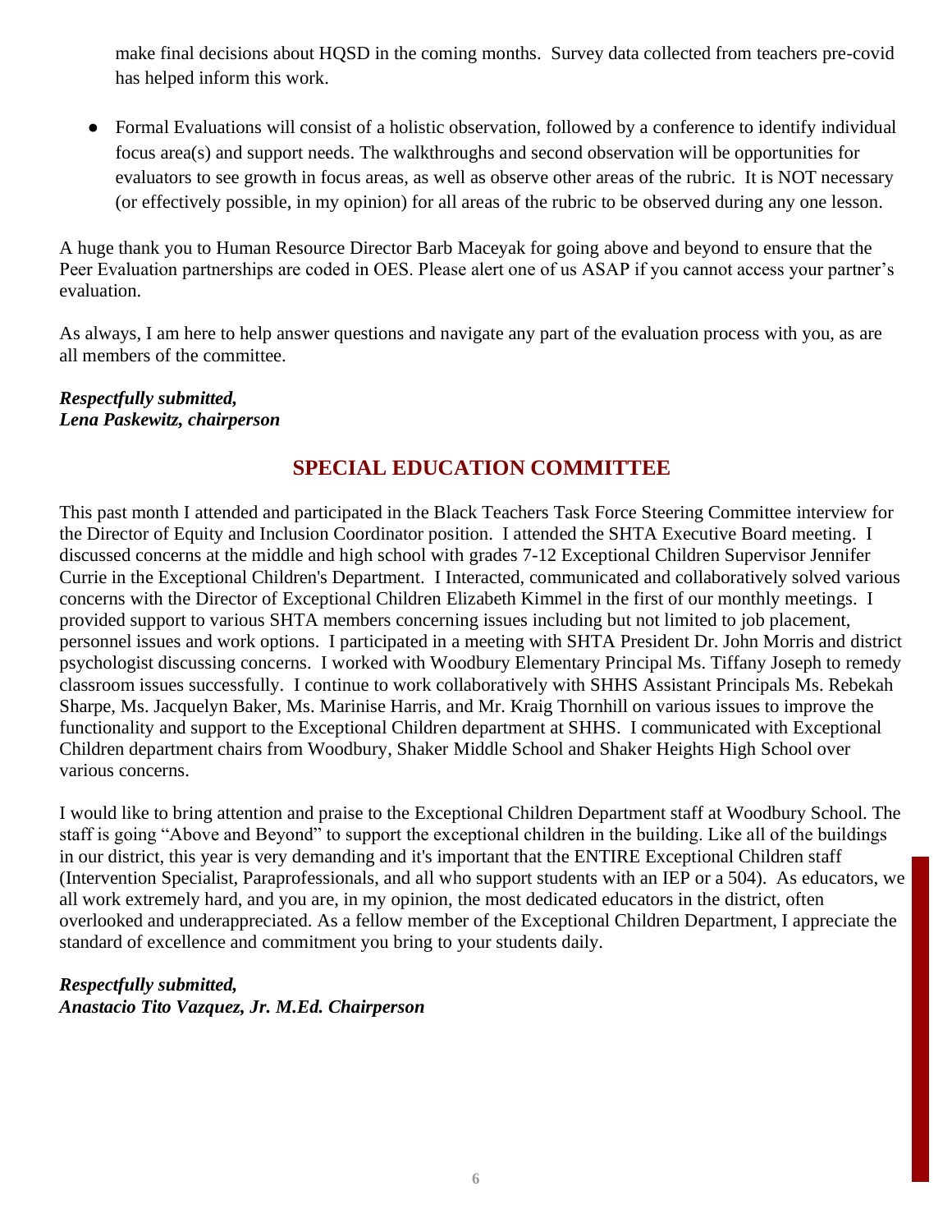make final decisions about HQSD in the coming months. Survey data collected from teachers pre-covid has helped inform this work.

- Formal Evaluations will consist of a holistic observation, followed by a conference to identify individual focus area(s) and support needs. The walkthroughs and second observation will be opportunities for evaluators to see growth in focus areas, as well as observe other areas of the rubric. It is NOT necessary (or effectively possible, in my opinion) for all areas of the rubric to be observed during any one lesson.

A huge thank you to Human Resource Director Barb Maceyak for going above and beyond to ensure that the Peer Evaluation partnerships are coded in OES. Please alert one of us ASAP if you cannot access your partner's evaluation.

As always, I am here to help answer questions and navigate any part of the evaluation process with you, as are all members of the committee.

***Respectfully submitted,***
***Lena Paskewitz, chairperson***

## SPECIAL EDUCATION COMMITTEE

This past month I attended and participated in the Black Teachers Task Force Steering Committee interview for the Director of Equity and Inclusion Coordinator position. I attended the SHTA Executive Board meeting. I discussed concerns at the middle and high school with grades 7-12 Exceptional Children Supervisor Jennifer Currie in the Exceptional Children's Department. I Interacted, communicated and collaboratively solved various concerns with the Director of Exceptional Children Elizabeth Kimmel in the first of our monthly meetings. I provided support to various SHTA members concerning issues including but not limited to job placement, personnel issues and work options. I participated in a meeting with SHTA President Dr. John Morris and district psychologist discussing concerns. I worked with Woodbury Elementary Principal Ms. Tiffany Joseph to remedy classroom issues successfully. I continue to work collaboratively with SHHS Assistant Principals Ms. Rebekah Sharpe, Ms. Jacquelyn Baker, Ms. Marinise Harris, and Mr. Kraig Thornhill on various issues to improve the functionality and support to the Exceptional Children department at SHHS. I communicated with Exceptional Children department chairs from Woodbury, Shaker Middle School and Shaker Heights High School over various concerns.

I would like to bring attention and praise to the Exceptional Children Department staff at Woodbury School. The staff is going "Above and Beyond" to support the exceptional children in the building. Like all of the buildings in our district, this year is very demanding and it's important that the ENTIRE Exceptional Children staff (Intervention Specialist, Paraprofessionals, and all who support students with an IEP or a 504). As educators, we all work extremely hard, and you are, in my opinion, the most dedicated educators in the district, often overlooked and underappreciated. As a fellow member of the Exceptional Children Department, I appreciate the standard of excellence and commitment you bring to your students daily.

***Respectfully submitted,***
***Anastacio Tito Vazquez, Jr. M.Ed. Chairperson***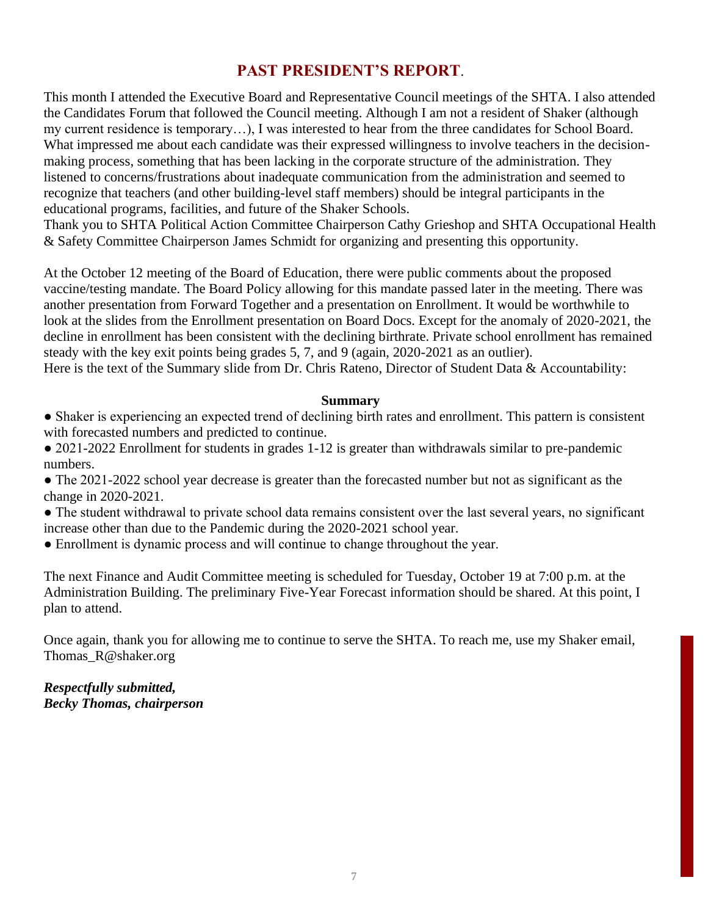## PAST PRESIDENT'S REPORT.

This month I attended the Executive Board and Representative Council meetings of the SHTA. I also attended the Candidates Forum that followed the Council meeting. Although I am not a resident of Shaker (although my current residence is temporary…), I was interested to hear from the three candidates for School Board. What impressed me about each candidate was their expressed willingness to involve teachers in the decision-making process, something that has been lacking in the corporate structure of the administration. They listened to concerns/frustrations about inadequate communication from the administration and seemed to recognize that teachers (and other building-level staff members) should be integral participants in the educational programs, facilities, and future of the Shaker Schools.

Thank you to SHTA Political Action Committee Chairperson Cathy Grieshop and SHTA Occupational Health & Safety Committee Chairperson James Schmidt for organizing and presenting this opportunity.

At the October 12 meeting of the Board of Education, there were public comments about the proposed vaccine/testing mandate. The Board Policy allowing for this mandate passed later in the meeting. There was another presentation from Forward Together and a presentation on Enrollment. It would be worthwhile to look at the slides from the Enrollment presentation on Board Docs. Except for the anomaly of 2020-2021, the decline in enrollment has been consistent with the declining birthrate. Private school enrollment has remained steady with the key exit points being grades 5, 7, and 9 (again, 2020-2021 as an outlier).

Here is the text of the Summary slide from Dr. Chris Rateno, Director of Student Data & Accountability:

**Summary**

- Shaker is experiencing an expected trend of declining birth rates and enrollment. This pattern is consistent with forecasted numbers and predicted to continue.
- 2021-2022 Enrollment for students in grades 1-12 is greater than withdrawals similar to pre-pandemic numbers.
- The 2021-2022 school year decrease is greater than the forecasted number but not as significant as the change in 2020-2021.
- The student withdrawal to private school data remains consistent over the last several years, no significant increase other than due to the Pandemic during the 2020-2021 school year.
- Enrollment is dynamic process and will continue to change throughout the year.

The next Finance and Audit Committee meeting is scheduled for Tuesday, October 19 at 7:00 p.m. at the Administration Building. The preliminary Five-Year Forecast information should be shared. At this point, I plan to attend.

Once again, thank you for allowing me to continue to serve the SHTA. To reach me, use my Shaker email, Thomas_R@shaker.org

***Respectfully submitted,***
***Becky Thomas, chairperson***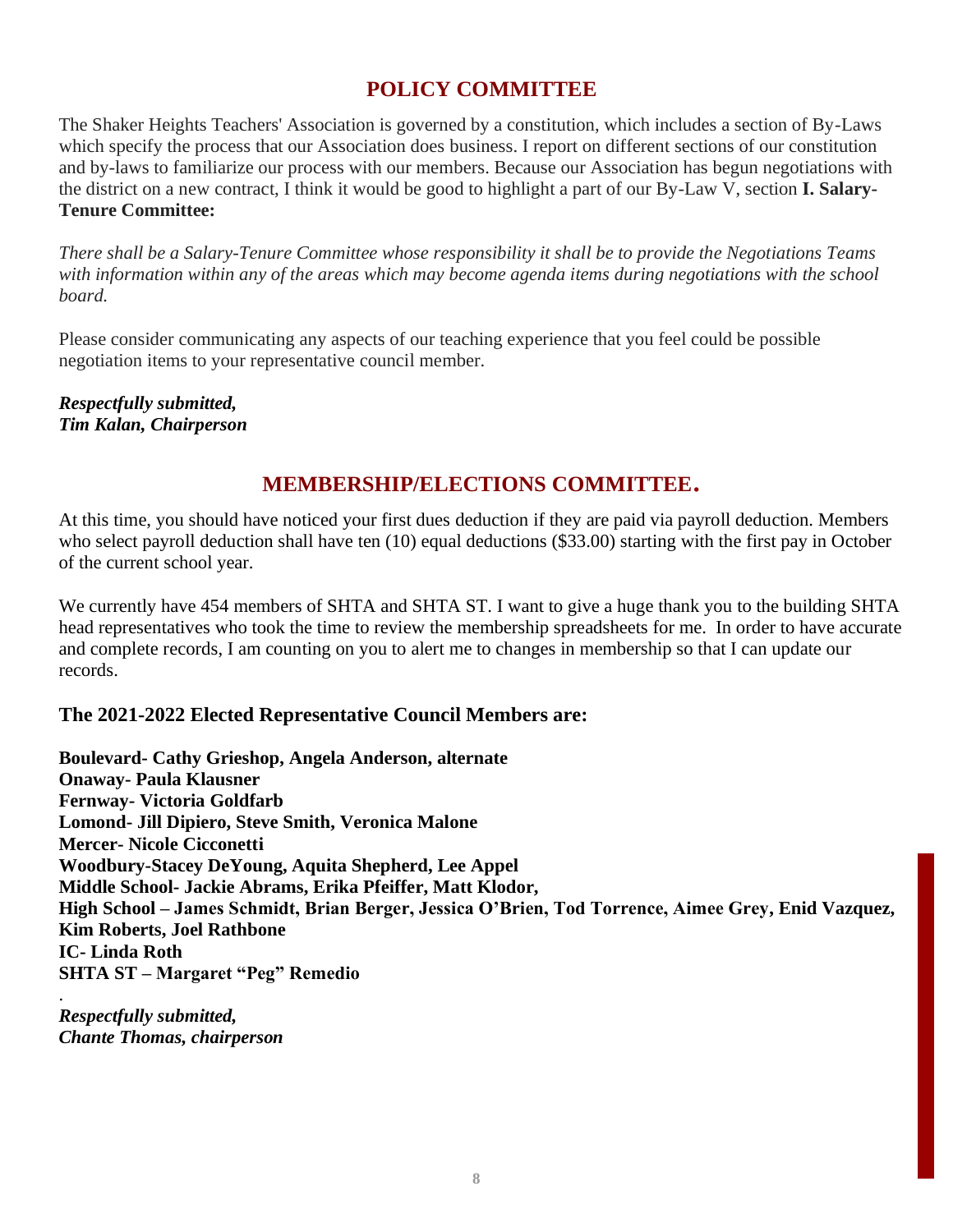## POLICY COMMITTEE

The Shaker Heights Teachers' Association is governed by a constitution, which includes a section of By-Laws which specify the process that our Association does business. I report on different sections of our constitution and by-laws to familiarize our process with our members. Because our Association has begun negotiations with the district on a new contract, I think it would be good to highlight a part of our By-Law V, section **I. Salary-Tenure Committee:**

*There shall be a Salary-Tenure Committee whose responsibility it shall be to provide the Negotiations Teams with information within any of the areas which may become agenda items during negotiations with the school board.*

Please consider communicating any aspects of our teaching experience that you feel could be possible negotiation items to your representative council member.

***Respectfully submitted,***
***Tim Kalan, Chairperson***

## MEMBERSHIP/ELECTIONS COMMITTEE.

At this time, you should have noticed your first dues deduction if they are paid via payroll deduction. Members who select payroll deduction shall have ten (10) equal deductions ($33.00) starting with the first pay in October of the current school year.

We currently have 454 members of SHTA and SHTA ST. I want to give a huge thank you to the building SHTA head representatives who took the time to review the membership spreadsheets for me. In order to have accurate and complete records, I am counting on you to alert me to changes in membership so that I can update our records.

### The 2021-2022 Elected Representative Council Members are:

**Boulevard- Cathy Grieshop, Angela Anderson, alternate**
**Onaway- Paula Klausner**
**Fernway- Victoria Goldfarb**
**Lomond- Jill Dipiero, Steve Smith, Veronica Malone**
**Mercer- Nicole Cicconetti**
**Woodbury-Stacey DeYoung, Aquita Shepherd, Lee Appel**
**Middle School- Jackie Abrams, Erika Pfeiffer, Matt Klodor,**
**High School – James Schmidt, Brian Berger, Jessica O'Brien, Tod Torrence, Aimee Grey, Enid Vazquez, Kim Roberts, Joel Rathbone**
**IC- Linda Roth**
**SHTA ST – Margaret "Peg" Remedio**

.
***Respectfully submitted,***
***Chante Thomas, chairperson***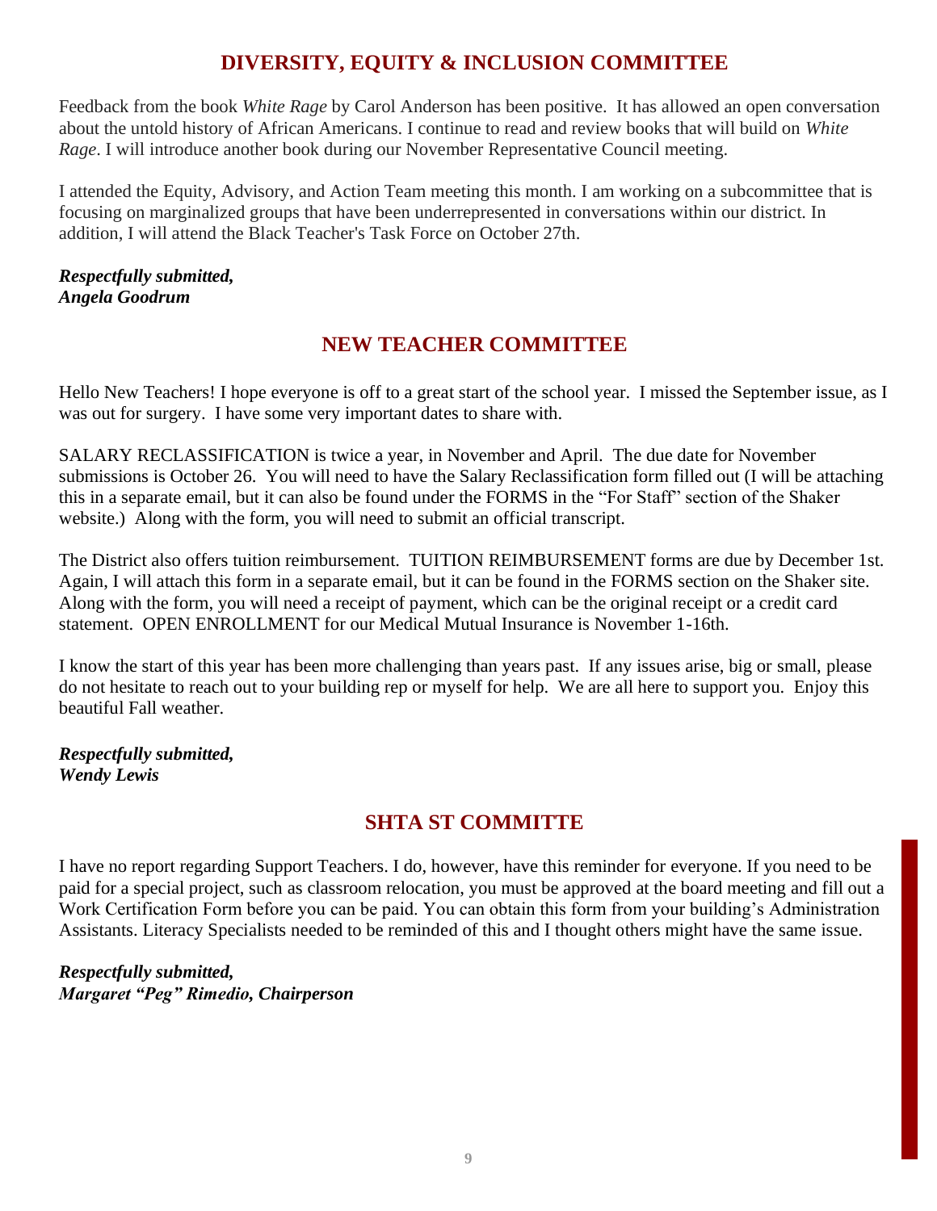## DIVERSITY, EQUITY & INCLUSION COMMITTEE

Feedback from the book *White Rage* by Carol Anderson has been positive. It has allowed an open conversation about the untold history of African Americans. I continue to read and review books that will build on *White Rage*. I will introduce another book during our November Representative Council meeting.

I attended the Equity, Advisory, and Action Team meeting this month. I am working on a subcommittee that is focusing on marginalized groups that have been underrepresented in conversations within our district. In addition, I will attend the Black Teacher's Task Force on October 27th.

***Respectfully submitted,***
***Angela Goodrum***

## NEW TEACHER COMMITTEE

Hello New Teachers! I hope everyone is off to a great start of the school year. I missed the September issue, as I was out for surgery. I have some very important dates to share with.

SALARY RECLASSIFICATION is twice a year, in November and April. The due date for November submissions is October 26. You will need to have the Salary Reclassification form filled out (I will be attaching this in a separate email, but it can also be found under the FORMS in the "For Staff" section of the Shaker website.) Along with the form, you will need to submit an official transcript.

The District also offers tuition reimbursement. TUITION REIMBURSEMENT forms are due by December 1st. Again, I will attach this form in a separate email, but it can be found in the FORMS section on the Shaker site. Along with the form, you will need a receipt of payment, which can be the original receipt or a credit card statement. OPEN ENROLLMENT for our Medical Mutual Insurance is November 1-16th.

I know the start of this year has been more challenging than years past. If any issues arise, big or small, please do not hesitate to reach out to your building rep or myself for help. We are all here to support you. Enjoy this beautiful Fall weather.

***Respectfully submitted,***
***Wendy Lewis***

## SHTA ST COMMITTE

I have no report regarding Support Teachers. I do, however, have this reminder for everyone. If you need to be paid for a special project, such as classroom relocation, you must be approved at the board meeting and fill out a Work Certification Form before you can be paid. You can obtain this form from your building's Administration Assistants. Literacy Specialists needed to be reminded of this and I thought others might have the same issue.

***Respectfully submitted,***
***Margaret "Peg" Rimedio, Chairperson***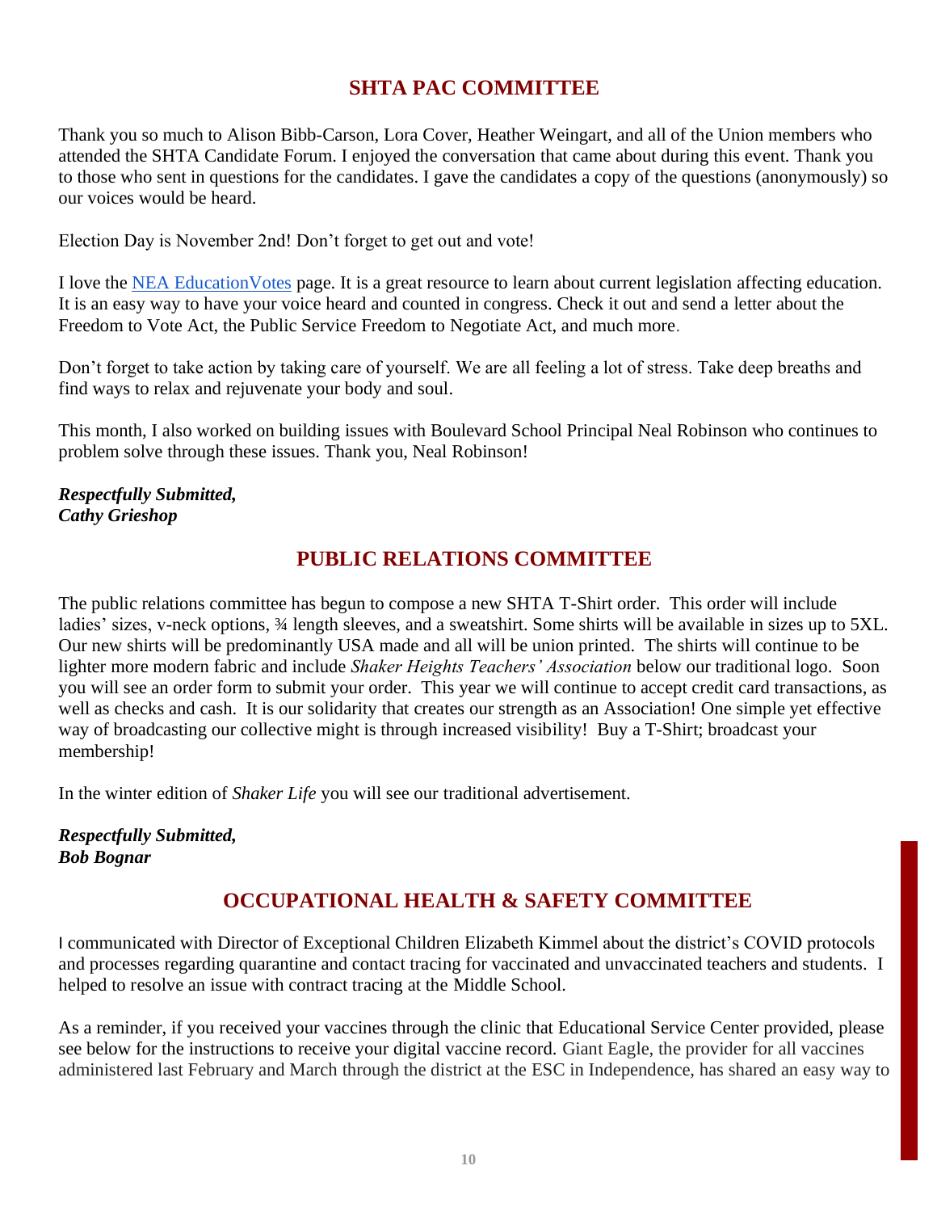## SHTA PAC COMMITTEE

Thank you so much to Alison Bibb-Carson, Lora Cover, Heather Weingart, and all of the Union members who attended the SHTA Candidate Forum. I enjoyed the conversation that came about during this event. Thank you to those who sent in questions for the candidates. I gave the candidates a copy of the questions (anonymously) so our voices would be heard.

Election Day is November 2nd! Don't forget to get out and vote!

I love the [NEA EducationVotes]() page. It is a great resource to learn about current legislation affecting education. It is an easy way to have your voice heard and counted in congress. Check it out and send a letter about the Freedom to Vote Act, the Public Service Freedom to Negotiate Act, and much more.

Don't forget to take action by taking care of yourself. We are all feeling a lot of stress. Take deep breaths and find ways to relax and rejuvenate your body and soul.

This month, I also worked on building issues with Boulevard School Principal Neal Robinson who continues to problem solve through these issues. Thank you, Neal Robinson!

***Respectfully Submitted,***
***Cathy Grieshop***

## PUBLIC RELATIONS COMMITTEE

The public relations committee has begun to compose a new SHTA T-Shirt order. This order will include ladies' sizes, v-neck options, ¾ length sleeves, and a sweatshirt. Some shirts will be available in sizes up to 5XL. Our new shirts will be predominantly USA made and all will be union printed. The shirts will continue to be lighter more modern fabric and include *Shaker Heights Teachers' Association* below our traditional logo. Soon you will see an order form to submit your order. This year we will continue to accept credit card transactions, as well as checks and cash. It is our solidarity that creates our strength as an Association! One simple yet effective way of broadcasting our collective might is through increased visibility! Buy a T-Shirt; broadcast your membership!

In the winter edition of *Shaker Life* you will see our traditional advertisement.

***Respectfully Submitted,***
***Bob Bognar***

## OCCUPATIONAL HEALTH & SAFETY COMMITTEE

I communicated with Director of Exceptional Children Elizabeth Kimmel about the district's COVID protocols and processes regarding quarantine and contact tracing for vaccinated and unvaccinated teachers and students. I helped to resolve an issue with contract tracing at the Middle School.

As a reminder, if you received your vaccines through the clinic that Educational Service Center provided, please see below for the instructions to receive your digital vaccine record. Giant Eagle, the provider for all vaccines administered last February and March through the district at the ESC in Independence, has shared an easy way to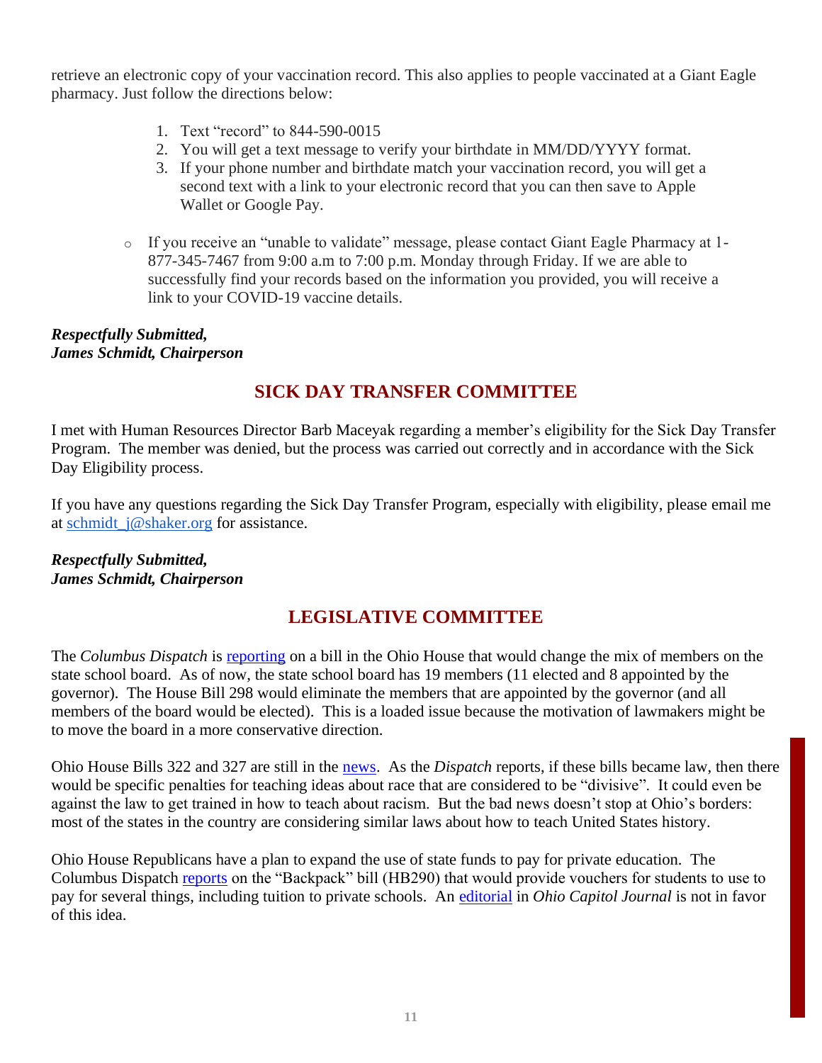retrieve an electronic copy of your vaccination record. This also applies to people vaccinated at a Giant Eagle pharmacy. Just follow the directions below:

1. Text "record" to 844-590-0015
2. You will get a text message to verify your birthdate in MM/DD/YYYY format.
3. If your phone number and birthdate match your vaccination record, you will get a second text with a link to your electronic record that you can then save to Apple Wallet or Google Pay.

- If you receive an "unable to validate" message, please contact Giant Eagle Pharmacy at 1-877-345-7467 from 9:00 a.m to 7:00 p.m. Monday through Friday. If we are able to successfully find your records based on the information you provided, you will receive a link to your COVID-19 vaccine details.

***Respectfully Submitted,***
***James Schmidt, Chairperson***

## SICK DAY TRANSFER COMMITTEE

I met with Human Resources Director Barb Maceyak regarding a member's eligibility for the Sick Day Transfer Program. The member was denied, but the process was carried out correctly and in accordance with the Sick Day Eligibility process.

If you have any questions regarding the Sick Day Transfer Program, especially with eligibility, please email me at schmidt_j@shaker.org for assistance.

***Respectfully Submitted,***
***James Schmidt, Chairperson***

## LEGISLATIVE COMMITTEE

The *Columbus Dispatch* is reporting on a bill in the Ohio House that would change the mix of members on the state school board. As of now, the state school board has 19 members (11 elected and 8 appointed by the governor). The House Bill 298 would eliminate the members that are appointed by the governor (and all members of the board would be elected). This is a loaded issue because the motivation of lawmakers might be to move the board in a more conservative direction.

Ohio House Bills 322 and 327 are still in the news. As the *Dispatch* reports, if these bills became law, then there would be specific penalties for teaching ideas about race that are considered to be "divisive". It could even be against the law to get trained in how to teach about racism. But the bad news doesn't stop at Ohio's borders: most of the states in the country are considering similar laws about how to teach United States history.

Ohio House Republicans have a plan to expand the use of state funds to pay for private education. The Columbus Dispatch reports on the "Backpack" bill (HB290) that would provide vouchers for students to use to pay for several things, including tuition to private schools. An editorial in *Ohio Capitol Journal* is not in favor of this idea.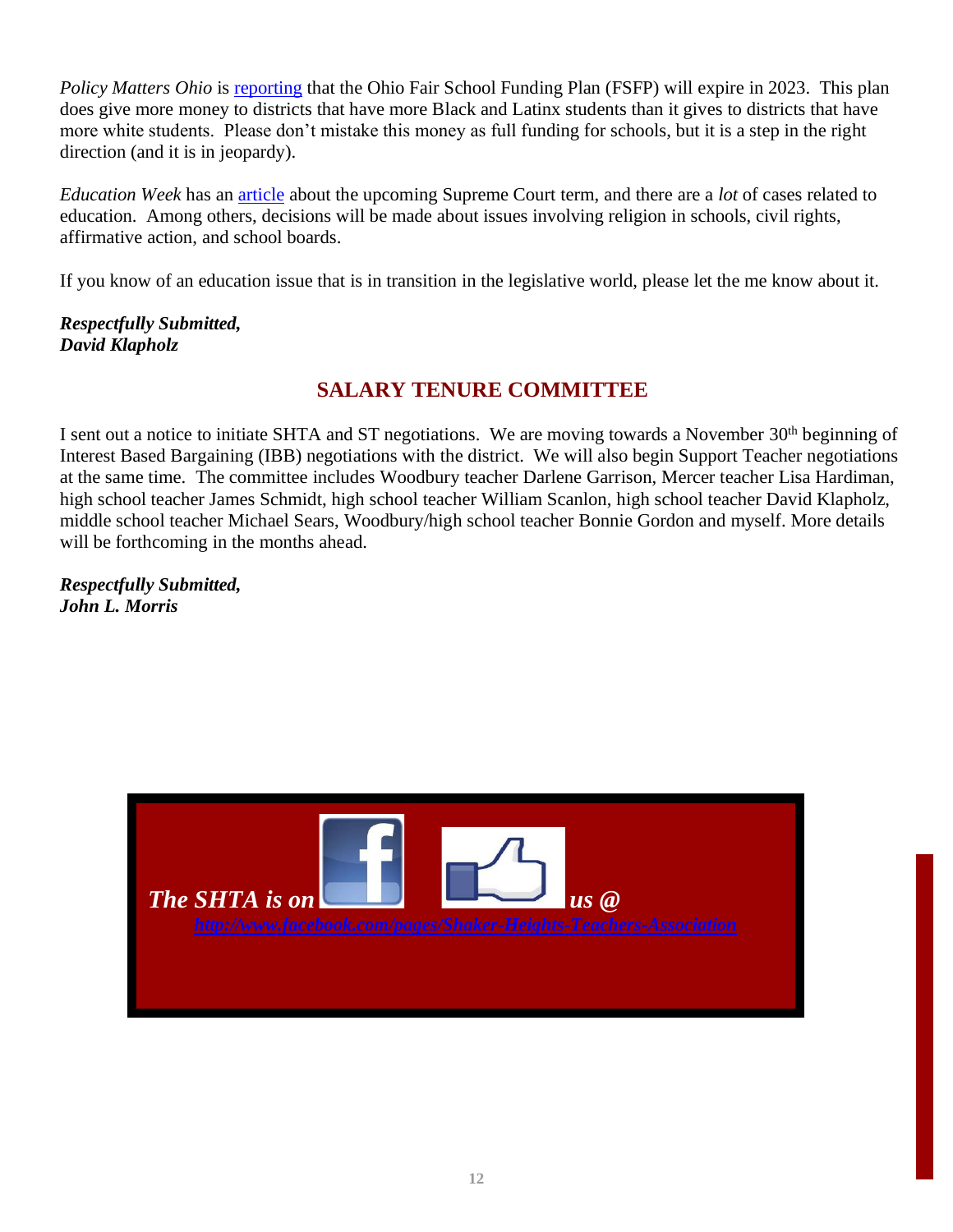*Policy Matters Ohio* is reporting that the Ohio Fair School Funding Plan (FSFP) will expire in 2023. This plan does give more money to districts that have more Black and Latinx students than it gives to districts that have more white students. Please don't mistake this money as full funding for schools, but it is a step in the right direction (and it is in jeopardy).

*Education Week* has an article about the upcoming Supreme Court term, and there are a *lot* of cases related to education. Among others, decisions will be made about issues involving religion in schools, civil rights, affirmative action, and school boards.

If you know of an education issue that is in transition in the legislative world, please let the me know about it.

***Respectfully Submitted,***
***David Klapholz***

## SALARY TENURE COMMITTEE

I sent out a notice to initiate SHTA and ST negotiations. We are moving towards a November 30th beginning of Interest Based Bargaining (IBB) negotiations with the district. We will also begin Support Teacher negotiations at the same time. The committee includes Woodbury teacher Darlene Garrison, Mercer teacher Lisa Hardiman, high school teacher James Schmidt, high school teacher William Scanlon, high school teacher David Klapholz, middle school teacher Michael Sears, Woodbury/high school teacher Bonnie Gordon and myself. More details will be forthcoming in the months ahead.

***Respectfully Submitted,***
***John L. Morris***

***The SHTA is on*** ***us @***
http://www.facebook.com/pages/Shaker-Heights-Teachers-Association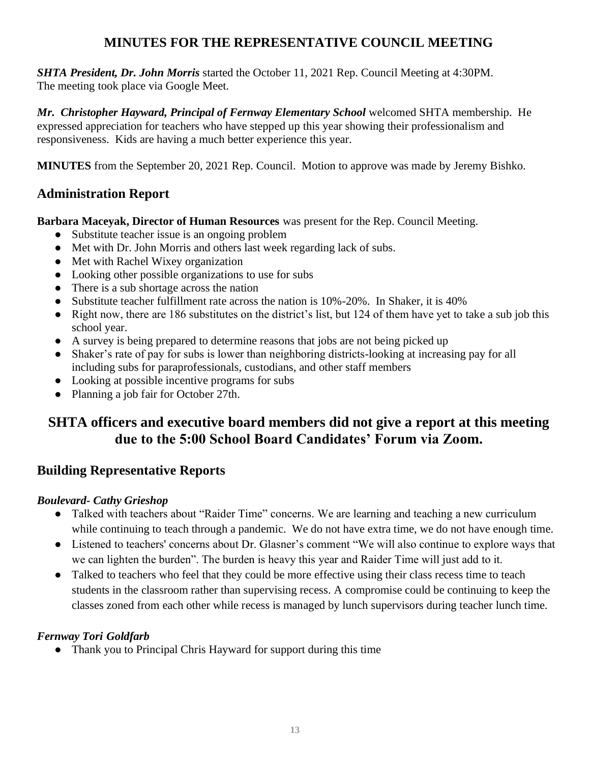# MINUTES FOR THE REPRESENTATIVE COUNCIL MEETING

***SHTA President, Dr. John Morris*** started the October 11, 2021 Rep. Council Meeting at 4:30PM. The meeting took place via Google Meet.

***Mr. Christopher Hayward, Principal of Fernway Elementary School*** welcomed SHTA membership. He expressed appreciation for teachers who have stepped up this year showing their professionalism and responsiveness. Kids are having a much better experience this year.

**MINUTES** from the September 20, 2021 Rep. Council. Motion to approve was made by Jeremy Bishko.

## Administration Report

**Barbara Maceyak, Director of Human Resources** was present for the Rep. Council Meeting.

- Substitute teacher issue is an ongoing problem
- Met with Dr. John Morris and others last week regarding lack of subs.
- Met with Rachel Wixey organization
- Looking other possible organizations to use for subs
- There is a sub shortage across the nation
- Substitute teacher fulfillment rate across the nation is 10%-20%. In Shaker, it is 40%
- Right now, there are 186 substitutes on the district's list, but 124 of them have yet to take a sub job this school year.
- A survey is being prepared to determine reasons that jobs are not being picked up
- Shaker's rate of pay for subs is lower than neighboring districts-looking at increasing pay for all including subs for paraprofessionals, custodians, and other staff members
- Looking at possible incentive programs for subs
- Planning a job fair for October 27th.

## SHTA officers and executive board members did not give a report at this meeting due to the 5:00 School Board Candidates' Forum via Zoom.

## Building Representative Reports

### *Boulevard- Cathy Grieshop*

- Talked with teachers about "Raider Time" concerns. We are learning and teaching a new curriculum while continuing to teach through a pandemic. We do not have extra time, we do not have enough time.
- Listened to teachers' concerns about Dr. Glasner's comment "We will also continue to explore ways that we can lighten the burden". The burden is heavy this year and Raider Time will just add to it.
- Talked to teachers who feel that they could be more effective using their class recess time to teach students in the classroom rather than supervising recess. A compromise could be continuing to keep the classes zoned from each other while recess is managed by lunch supervisors during teacher lunch time.

### *Fernway Tori Goldfarb*

- Thank you to Principal Chris Hayward for support during this time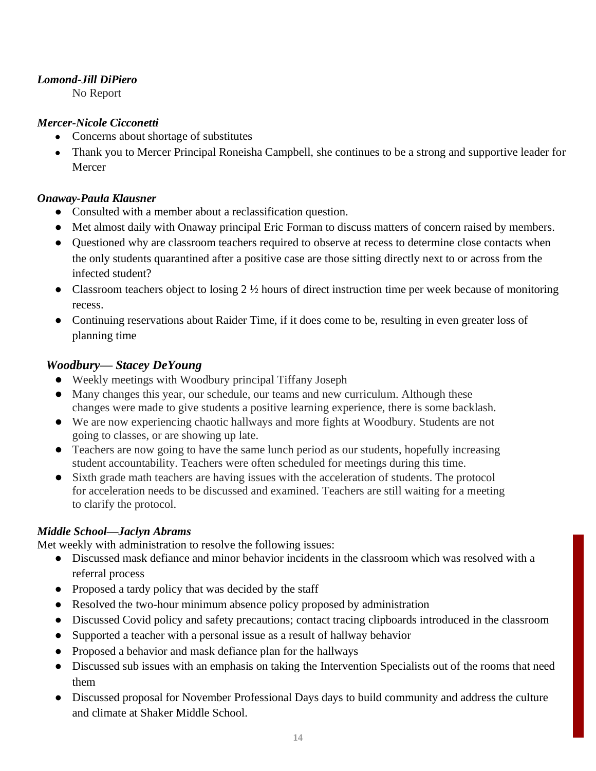***Lomond-Jill DiPiero***

No Report

***Mercer-Nicole Cicconetti***

- Concerns about shortage of substitutes
- Thank you to Mercer Principal Roneisha Campbell, she continues to be a strong and supportive leader for Mercer

***Onaway-Paula Klausner***

- Consulted with a member about a reclassification question.
- Met almost daily with Onaway principal Eric Forman to discuss matters of concern raised by members.
- Questioned why are classroom teachers required to observe at recess to determine close contacts when the only students quarantined after a positive case are those sitting directly next to or across from the infected student?
- Classroom teachers object to losing 2 ½ hours of direct instruction time per week because of monitoring recess.
- Continuing reservations about Raider Time, if it does come to be, resulting in even greater loss of planning time

***Woodbury— Stacey DeYoung***

- Weekly meetings with Woodbury principal Tiffany Joseph
- Many changes this year, our schedule, our teams and new curriculum. Although these changes were made to give students a positive learning experience, there is some backlash.
- We are now experiencing chaotic hallways and more fights at Woodbury. Students are not going to classes, or are showing up late.
- Teachers are now going to have the same lunch period as our students, hopefully increasing student accountability. Teachers were often scheduled for meetings during this time.
- Sixth grade math teachers are having issues with the acceleration of students. The protocol for acceleration needs to be discussed and examined. Teachers are still waiting for a meeting to clarify the protocol.

***Middle School—Jaclyn Abrams***

Met weekly with administration to resolve the following issues:

- Discussed mask defiance and minor behavior incidents in the classroom which was resolved with a referral process
- Proposed a tardy policy that was decided by the staff
- Resolved the two-hour minimum absence policy proposed by administration
- Discussed Covid policy and safety precautions; contact tracing clipboards introduced in the classroom
- Supported a teacher with a personal issue as a result of hallway behavior
- Proposed a behavior and mask defiance plan for the hallways
- Discussed sub issues with an emphasis on taking the Intervention Specialists out of the rooms that need them
- Discussed proposal for November Professional Days days to build community and address the culture and climate at Shaker Middle School.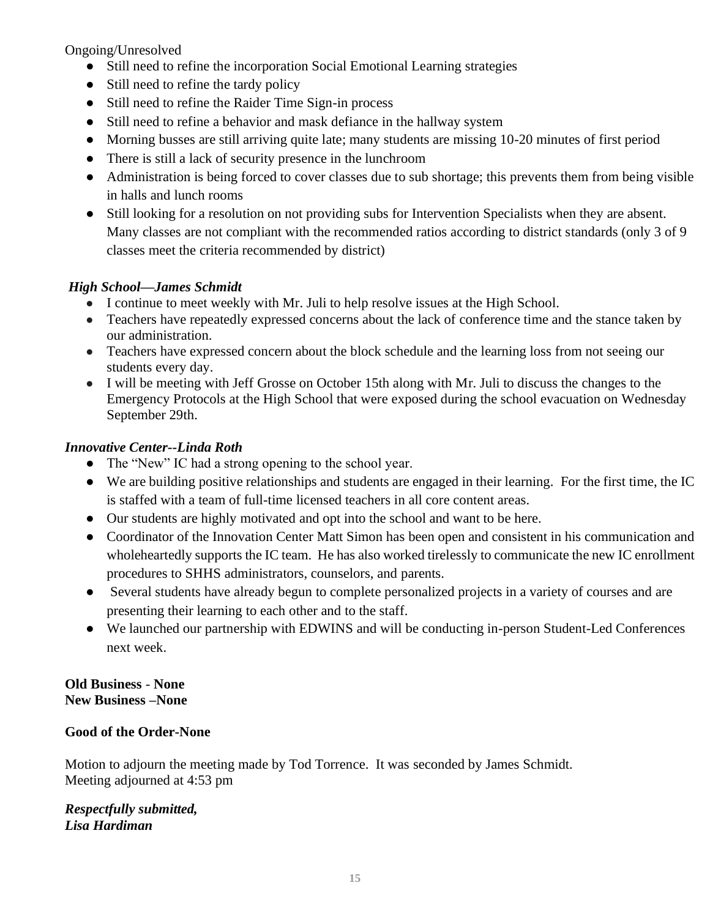Ongoing/Unresolved

- Still need to refine the incorporation Social Emotional Learning strategies
- Still need to refine the tardy policy
- Still need to refine the Raider Time Sign-in process
- Still need to refine a behavior and mask defiance in the hallway system
- Morning busses are still arriving quite late; many students are missing 10-20 minutes of first period
- There is still a lack of security presence in the lunchroom
- Administration is being forced to cover classes due to sub shortage; this prevents them from being visible in halls and lunch rooms
- Still looking for a resolution on not providing subs for Intervention Specialists when they are absent. Many classes are not compliant with the recommended ratios according to district standards (only 3 of 9 classes meet the criteria recommended by district)

***High School—James Schmidt***

- I continue to meet weekly with Mr. Juli to help resolve issues at the High School.
- Teachers have repeatedly expressed concerns about the lack of conference time and the stance taken by our administration.
- Teachers have expressed concern about the block schedule and the learning loss from not seeing our students every day.
- I will be meeting with Jeff Grosse on October 15th along with Mr. Juli to discuss the changes to the Emergency Protocols at the High School that were exposed during the school evacuation on Wednesday September 29th.

***Innovative Center--Linda Roth***

- The "New" IC had a strong opening to the school year.
- We are building positive relationships and students are engaged in their learning. For the first time, the IC is staffed with a team of full-time licensed teachers in all core content areas.
- Our students are highly motivated and opt into the school and want to be here.
- Coordinator of the Innovation Center Matt Simon has been open and consistent in his communication and wholeheartedly supports the IC team. He has also worked tirelessly to communicate the new IC enrollment procedures to SHHS administrators, counselors, and parents.
- Several students have already begun to complete personalized projects in a variety of courses and are presenting their learning to each other and to the staff.
- We launched our partnership with EDWINS and will be conducting in-person Student-Led Conferences next week.

**Old Business - None**
**New Business –None**

**Good of the Order-None**

Motion to adjourn the meeting made by Tod Torrence. It was seconded by James Schmidt.
Meeting adjourned at 4:53 pm

***Respectfully submitted,***
***Lisa Hardiman***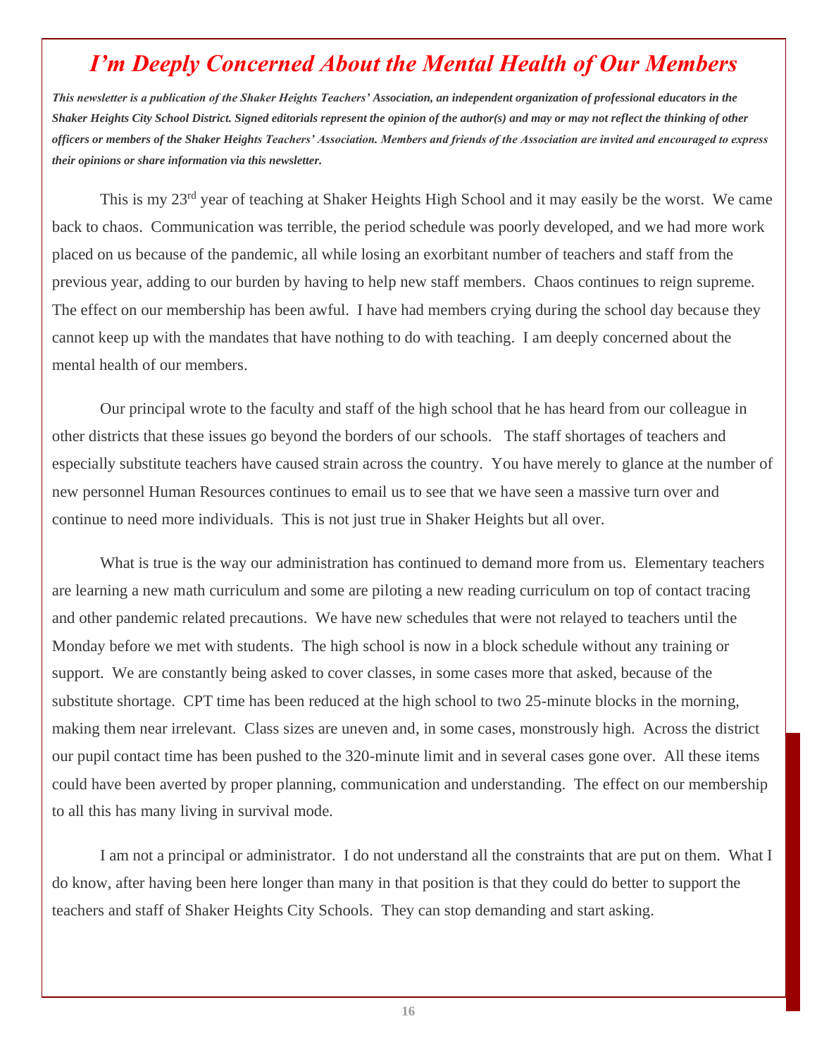# *I'm Deeply Concerned About the Mental Health of Our Members*

***This newsletter is a publication of the Shaker Heights Teachers' Association, an independent organization of professional educators in the Shaker Heights City School District. Signed editorials represent the opinion of the author(s) and may or may not reflect the thinking of other officers or members of the Shaker Heights Teachers' Association. Members and friends of the Association are invited and encouraged to express their opinions or share information via this newsletter.***

This is my 23rd year of teaching at Shaker Heights High School and it may easily be the worst. We came back to chaos. Communication was terrible, the period schedule was poorly developed, and we had more work placed on us because of the pandemic, all while losing an exorbitant number of teachers and staff from the previous year, adding to our burden by having to help new staff members. Chaos continues to reign supreme. The effect on our membership has been awful. I have had members crying during the school day because they cannot keep up with the mandates that have nothing to do with teaching. I am deeply concerned about the mental health of our members.

Our principal wrote to the faculty and staff of the high school that he has heard from our colleague in other districts that these issues go beyond the borders of our schools. The staff shortages of teachers and especially substitute teachers have caused strain across the country. You have merely to glance at the number of new personnel Human Resources continues to email us to see that we have seen a massive turn over and continue to need more individuals. This is not just true in Shaker Heights but all over.

What is true is the way our administration has continued to demand more from us. Elementary teachers are learning a new math curriculum and some are piloting a new reading curriculum on top of contact tracing and other pandemic related precautions. We have new schedules that were not relayed to teachers until the Monday before we met with students. The high school is now in a block schedule without any training or support. We are constantly being asked to cover classes, in some cases more that asked, because of the substitute shortage. CPT time has been reduced at the high school to two 25-minute blocks in the morning, making them near irrelevant. Class sizes are uneven and, in some cases, monstrously high. Across the district our pupil contact time has been pushed to the 320-minute limit and in several cases gone over. All these items could have been averted by proper planning, communication and understanding. The effect on our membership to all this has many living in survival mode.

I am not a principal or administrator. I do not understand all the constraints that are put on them. What I do know, after having been here longer than many in that position is that they could do better to support the teachers and staff of Shaker Heights City Schools. They can stop demanding and start asking.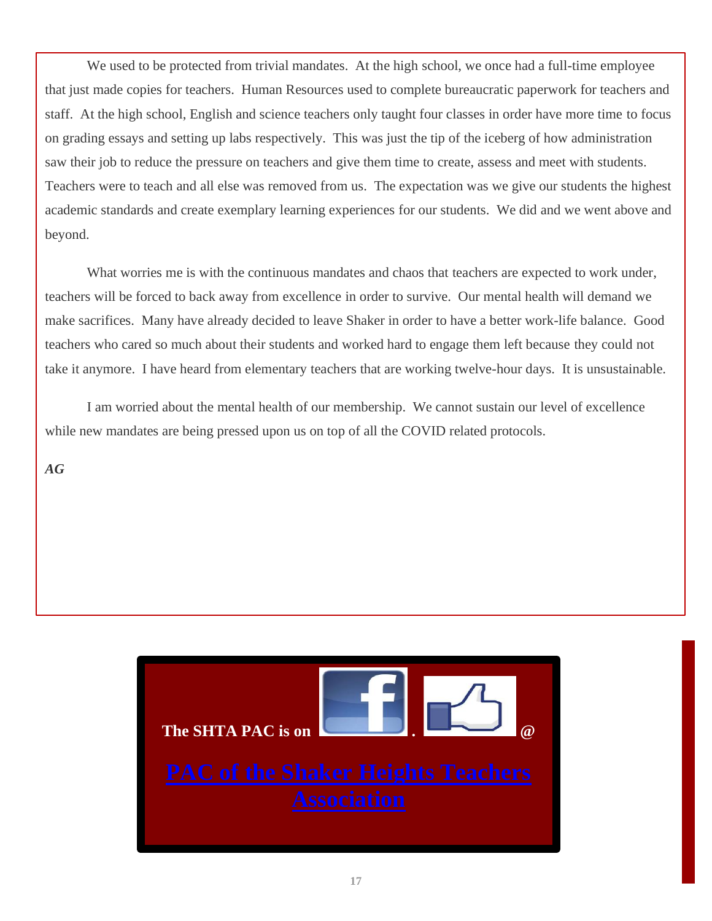We used to be protected from trivial mandates. At the high school, we once had a full-time employee that just made copies for teachers. Human Resources used to complete bureaucratic paperwork for teachers and staff. At the high school, English and science teachers only taught four classes in order have more time to focus on grading essays and setting up labs respectively. This was just the tip of the iceberg of how administration saw their job to reduce the pressure on teachers and give them time to create, assess and meet with students. Teachers were to teach and all else was removed from us. The expectation was we give our students the highest academic standards and create exemplary learning experiences for our students. We did and we went above and beyond.

What worries me is with the continuous mandates and chaos that teachers are expected to work under, teachers will be forced to back away from excellence in order to survive. Our mental health will demand we make sacrifices. Many have already decided to leave Shaker in order to have a better work-life balance. Good teachers who cared so much about their students and worked hard to engage them left because they could not take it anymore. I have heard from elementary teachers that are working twelve-hour days. It is unsustainable.

I am worried about the mental health of our membership. We cannot sustain our level of excellence while new mandates are being pressed upon us on top of all the COVID related protocols.

***AG***

**The SHTA PAC is on . @**

**PAC of the Shaker Heights Teachers Association**